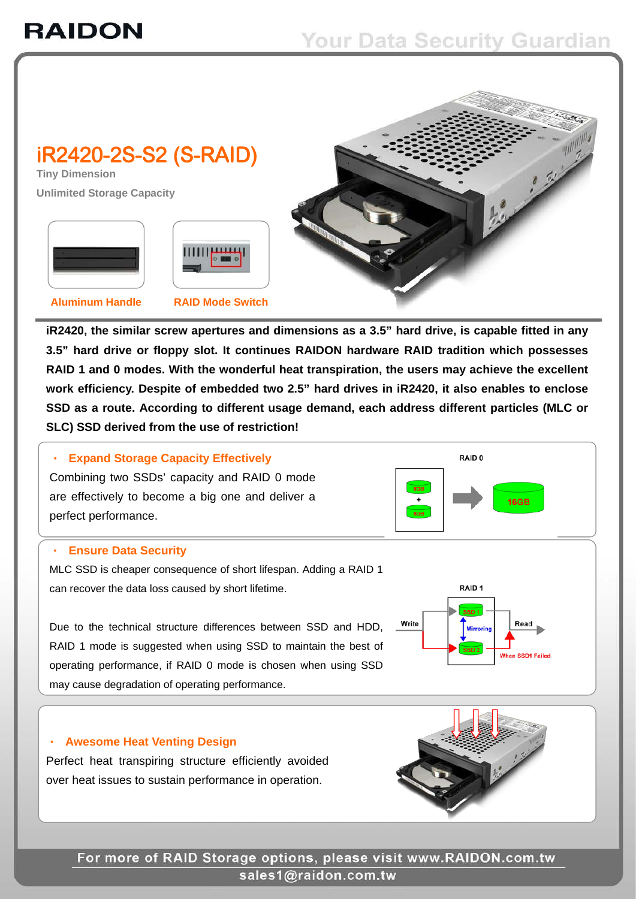RAIDON

Your Data Security Guardian

# iR2420-2S-S2 (S-RAID)

**Tiny Dimension**

**Unlimited Storage Capacity**

**Aluminum Handle** **RAID Mode Switch**

**iR2420, the similar screw apertures and dimensions as a 3.5" hard drive, is capable fitted in any 3.5" hard drive or floppy slot. It continues RAIDON hardware RAID tradition which possesses RAID 1 and 0 modes. With the wonderful heat transpiration, the users may achieve the excellent work efficiency. Despite of embedded two 2.5" hard drives in iR2420, it also enables to enclose SSD as a route. According to different usage demand, each address different particles (MLC or SLC) SSD derived from the use of restriction!**

## Expand Storage Capacity Effectively

Combining two SSDs' capacity and RAID 0 mode are effectively to become a big one and deliver a perfect performance.

RAID 0

8GB + 8GB → 16GB

## Ensure Data Security

MLC SSD is cheaper consequence of short lifespan. Adding a RAID 1 can recover the data loss caused by short lifetime.

Due to the technical structure differences between SSD and HDD, RAID 1 mode is suggested when using SSD to maintain the best of operating performance, if RAID 0 mode is chosen when using SSD may cause degradation of operating performance.

RAID 1

Write — SSD 1 — Mirroring — SSD 2 — Read — When SSD1 Failed

## Awesome Heat Venting Design

Perfect heat transpiring structure efficiently avoided over heat issues to sustain performance in operation.

For more of RAID Storage options, please visit www.RAIDON.com.tw

sales1@raidon.com.tw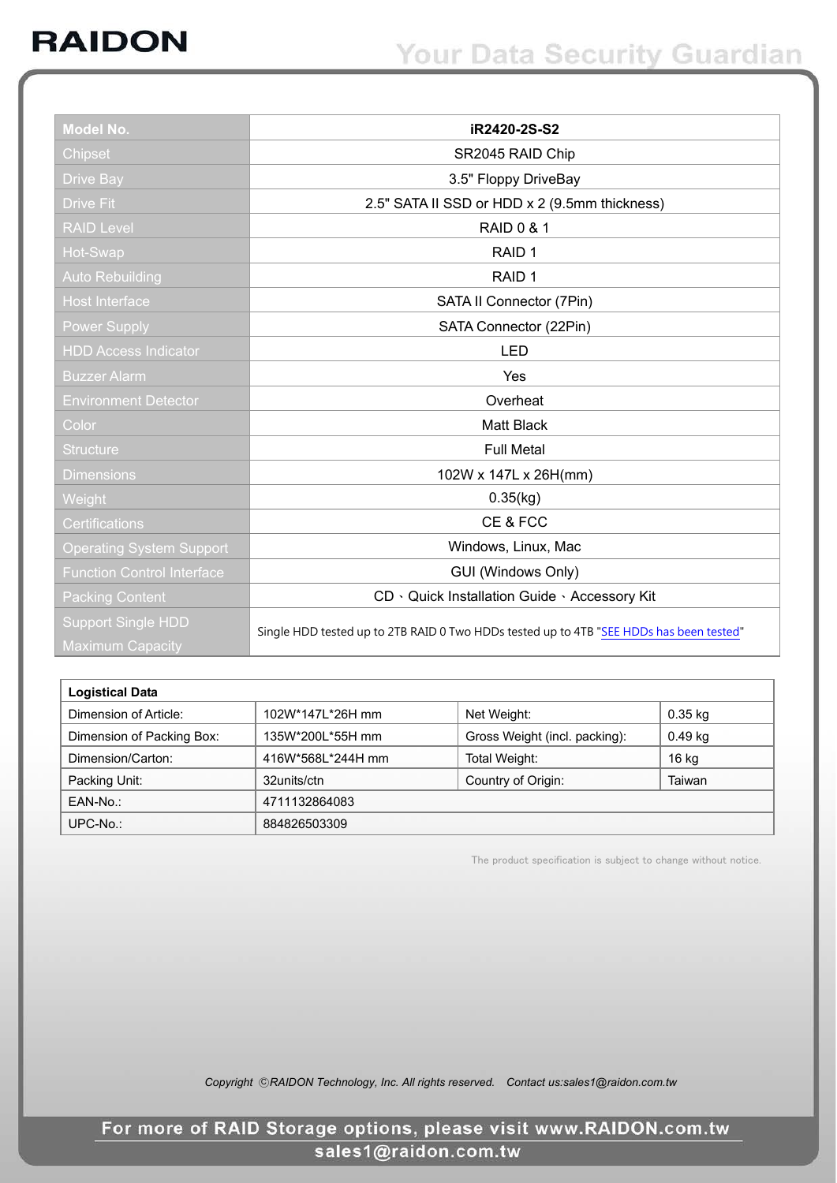| Model No. | iR2420-2S-S2 |
|---|---|
| Chipset | SR2045 RAID Chip |
| Drive Bay | 3.5" Floppy DriveBay |
| Drive Fit | 2.5" SATA II SSD or HDD x 2 (9.5mm thickness) |
| RAID Level | RAID 0 & 1 |
| Hot-Swap | RAID 1 |
| Auto Rebuilding | RAID 1 |
| Host Interface | SATA II Connector (7Pin) |
| Power Supply | SATA Connector (22Pin) |
| HDD Access Indicator | LED |
| Buzzer Alarm | Yes |
| Environment Detector | Overheat |
| Color | Matt Black |
| Structure | Full Metal |
| Dimensions | 102W x 147L x 26H(mm) |
| Weight | 0.35(kg) |
| Certifications | CE & FCC |
| Operating System Support | Windows, Linux, Mac |
| Function Control Interface | GUI (Windows Only) |
| Packing Content | CD、Quick Installation Guide、Accessory Kit |
| Support Single HDD Maximum Capacity | Single HDD tested up to 2TB RAID 0 Two HDDs tested up to 4TB "SEE HDDs has been tested" |

| Logistical Data | | | |
|---|---|---|---|
| Dimension of Article: | 102W*147L*26H mm | Net Weight: | 0.35 kg |
| Dimension of Packing Box: | 135W*200L*55H mm | Gross Weight (incl. packing): | 0.49 kg |
| Dimension/Carton: | 416W*568L*244H mm | Total Weight: | 16 kg |
| Packing Unit: | 32units/ctn | Country of Origin: | Taiwan |
| EAN-No.: | 4711132864083 | | |
| UPC-No.: | 884826503309 | | |

The product specification is subject to change without notice.

*Copyright ©RAIDON Technology, Inc. All rights reserved. Contact us:sales1@raidon.com.tw*

**For more of RAID Storage options, please visit www.RAIDON.com.tw**
**sales1@raidon.com.tw**